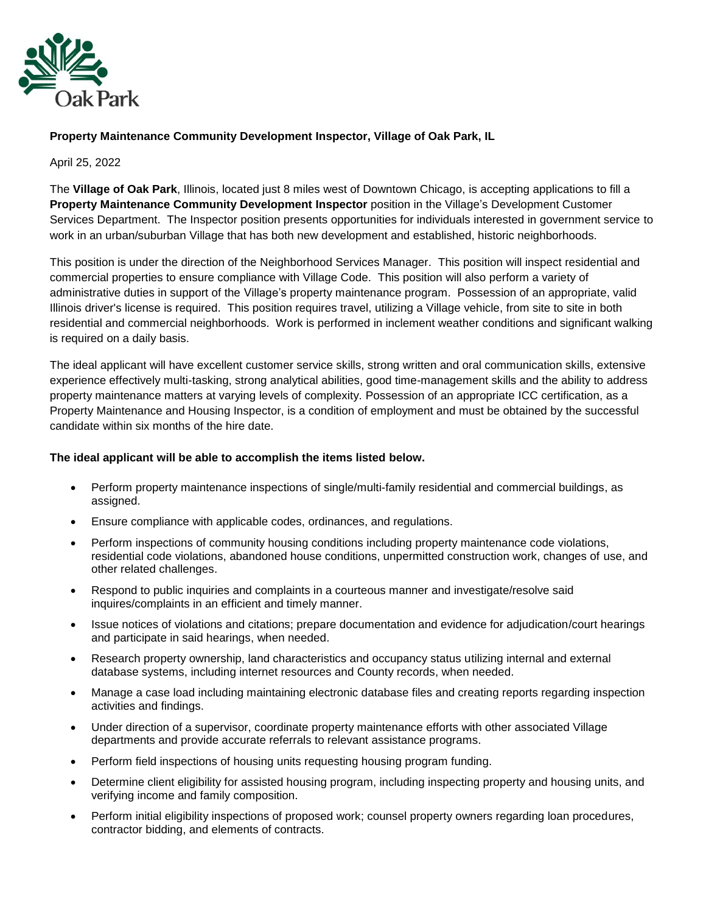Oak Park

**Property Maintenance Community Development Inspector, Village of Oak Park, IL**

April 25, 2022

The **Village of Oak Park**, Illinois, located just 8 miles west of Downtown Chicago, is accepting applications to fill a **Property Maintenance Community Development Inspector** position in the Village's Development Customer Services Department. The Inspector position presents opportunities for individuals interested in government service to work in an urban/suburban Village that has both new development and established, historic neighborhoods.

This position is under the direction of the Neighborhood Services Manager. This position will inspect residential and commercial properties to ensure compliance with Village Code. This position will also perform a variety of administrative duties in support of the Village's property maintenance program. Possession of an appropriate, valid Illinois driver's license is required. This position requires travel, utilizing a Village vehicle, from site to site in both residential and commercial neighborhoods. Work is performed in inclement weather conditions and significant walking is required on a daily basis.

The ideal applicant will have excellent customer service skills, strong written and oral communication skills, extensive experience effectively multi-tasking, strong analytical abilities, good time-management skills and the ability to address property maintenance matters at varying levels of complexity. Possession of an appropriate ICC certification, as a Property Maintenance and Housing Inspector, is a condition of employment and must be obtained by the successful candidate within six months of the hire date.

**The ideal applicant will be able to accomplish the items listed below.**

- Perform property maintenance inspections of single/multi-family residential and commercial buildings, as assigned.
- Ensure compliance with applicable codes, ordinances, and regulations.
- Perform inspections of community housing conditions including property maintenance code violations, residential code violations, abandoned house conditions, unpermitted construction work, changes of use, and other related challenges.
- Respond to public inquiries and complaints in a courteous manner and investigate/resolve said inquires/complaints in an efficient and timely manner.
- Issue notices of violations and citations; prepare documentation and evidence for adjudication/court hearings and participate in said hearings, when needed.
- Research property ownership, land characteristics and occupancy status utilizing internal and external database systems, including internet resources and County records, when needed.
- Manage a case load including maintaining electronic database files and creating reports regarding inspection activities and findings.
- Under direction of a supervisor, coordinate property maintenance efforts with other associated Village departments and provide accurate referrals to relevant assistance programs.
- Perform field inspections of housing units requesting housing program funding.
- Determine client eligibility for assisted housing program, including inspecting property and housing units, and verifying income and family composition.
- Perform initial eligibility inspections of proposed work; counsel property owners regarding loan procedures, contractor bidding, and elements of contracts.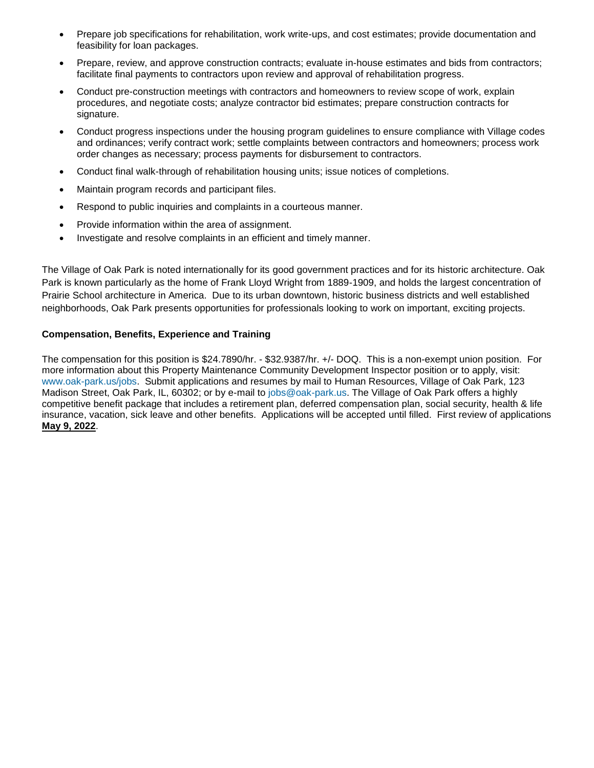- Prepare job specifications for rehabilitation, work write-ups, and cost estimates; provide documentation and feasibility for loan packages.
- Prepare, review, and approve construction contracts; evaluate in-house estimates and bids from contractors; facilitate final payments to contractors upon review and approval of rehabilitation progress.
- Conduct pre-construction meetings with contractors and homeowners to review scope of work, explain procedures, and negotiate costs; analyze contractor bid estimates; prepare construction contracts for signature.
- Conduct progress inspections under the housing program guidelines to ensure compliance with Village codes and ordinances; verify contract work; settle complaints between contractors and homeowners; process work order changes as necessary; process payments for disbursement to contractors.
- Conduct final walk-through of rehabilitation housing units; issue notices of completions.
- Maintain program records and participant files.
- Respond to public inquiries and complaints in a courteous manner.
- Provide information within the area of assignment.
- Investigate and resolve complaints in an efficient and timely manner.

The Village of Oak Park is noted internationally for its good government practices and for its historic architecture. Oak Park is known particularly as the home of Frank Lloyd Wright from 1889-1909, and holds the largest concentration of Prairie School architecture in America. Due to its urban downtown, historic business districts and well established neighborhoods, Oak Park presents opportunities for professionals looking to work on important, exciting projects.

**Compensation, Benefits, Experience and Training**

The compensation for this position is $24.7890/hr. - $32.9387/hr. +/- DOQ. This is a non-exempt union position. For more information about this Property Maintenance Community Development Inspector position or to apply, visit: www.oak-park.us/jobs. Submit applications and resumes by mail to Human Resources, Village of Oak Park, 123 Madison Street, Oak Park, IL, 60302; or by e-mail to jobs@oak-park.us. The Village of Oak Park offers a highly competitive benefit package that includes a retirement plan, deferred compensation plan, social security, health & life insurance, vacation, sick leave and other benefits. Applications will be accepted until filled. First review of applications **May 9, 2022**.